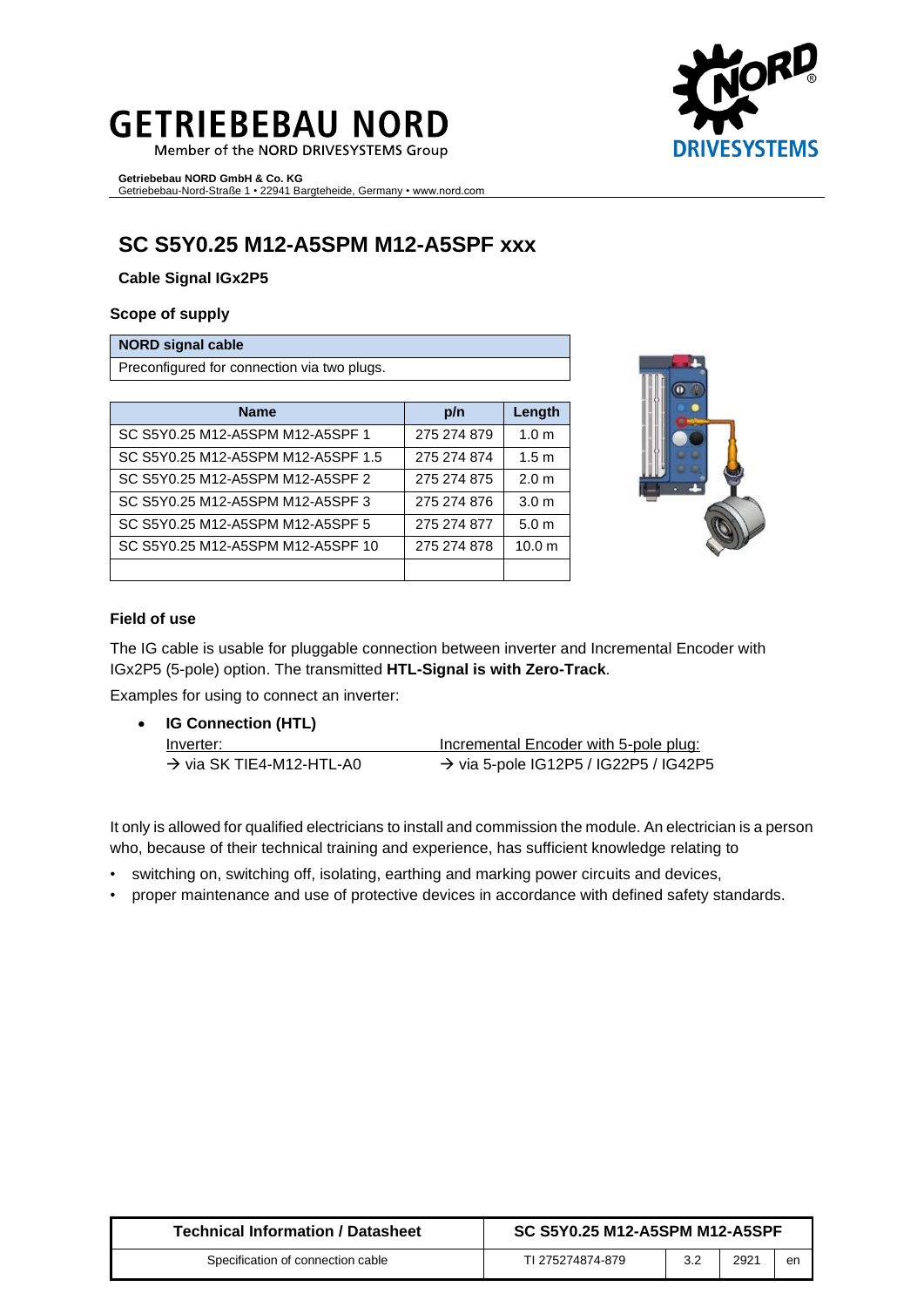# SC S5Y0.25 M12-A5SPM M12-A5SPF xxx

**Cable Signal IGx2P5**

### Scope of supply

| NORD signal cable |
|---|
| Preconfigured for connection via two plugs. |

| Name | p/n | Length |
|---|---|---|
| SC S5Y0.25 M12-A5SPM M12-A5SPF 1 | 275 274 879 | 1.0 m |
| SC S5Y0.25 M12-A5SPM M12-A5SPF 1.5 | 275 274 874 | 1.5 m |
| SC S5Y0.25 M12-A5SPM M12-A5SPF 2 | 275 274 875 | 2.0 m |
| SC S5Y0.25 M12-A5SPM M12-A5SPF 3 | 275 274 876 | 3.0 m |
| SC S5Y0.25 M12-A5SPM M12-A5SPF 5 | 275 274 877 | 5.0 m |
| SC S5Y0.25 M12-A5SPM M12-A5SPF 10 | 275 274 878 | 10.0 m |
| | | |

### Field of use

The IG cable is usable for pluggable connection between inverter and Incremental Encoder with IGx2P5 (5-pole) option. The transmitted **HTL-Signal is with Zero-Track**.

Examples for using to connect an inverter:

- **IG Connection (HTL)**

| Inverter: | Incremental Encoder with 5-pole plug: |
|---|---|
| → via SK TIE4-M12-HTL-A0 | → via 5-pole IG12P5 / IG22P5 / IG42P5 |

It only is allowed for qualified electricians to install and commission the module. An electrician is a person who, because of their technical training and experience, has sufficient knowledge relating to

- switching on, switching off, isolating, earthing and marking power circuits and devices,
- proper maintenance and use of protective devices in accordance with defined safety standards.

| Technical Information / Datasheet | SC S5Y0.25 M12-A5SPM M12-A5SPF | | | |
|---|---|---|---|---|
| Specification of connection cable | TI 275274874-879 | 3.2 | 2921 | en |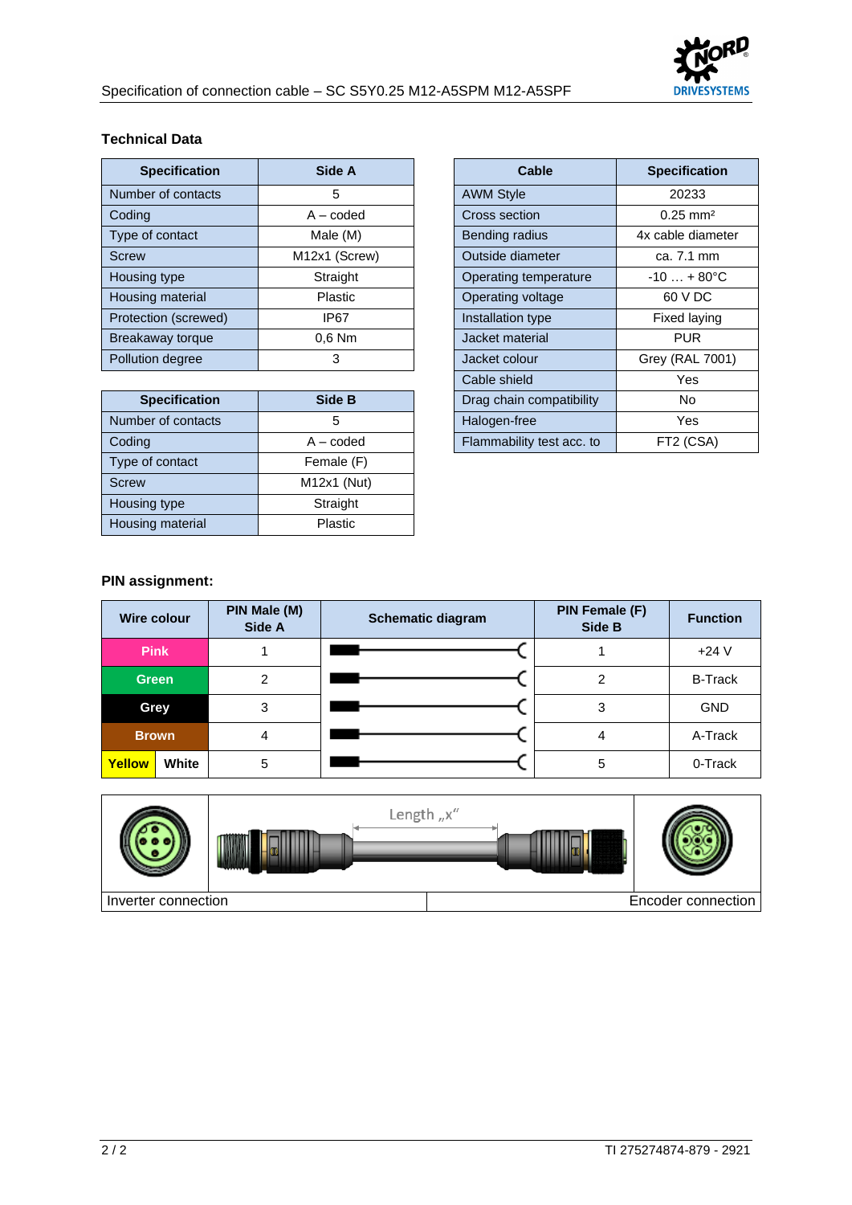Specification of connection cable – SC S5Y0.25 M12-A5SPM M12-A5SPF

## Technical Data

| Specification | Side A |
|---|---|
| Number of contacts | 5 |
| Coding | A – coded |
| Type of contact | Male (M) |
| Screw | M12x1 (Screw) |
| Housing type | Straight |
| Housing material | Plastic |
| Protection (screwed) | IP67 |
| Breakaway torque | 0,6 Nm |
| Pollution degree | 3 |

| Specification | Side B |
|---|---|
| Number of contacts | 5 |
| Coding | A – coded |
| Type of contact | Female (F) |
| Screw | M12x1 (Nut) |
| Housing type | Straight |
| Housing material | Plastic |

| Cable | Specification |
|---|---|
| AWM Style | 20233 |
| Cross section | 0.25 mm² |
| Bending radius | 4x cable diameter |
| Outside diameter | ca. 7.1 mm |
| Operating temperature | -10 … + 80°C |
| Operating voltage | 60 V DC |
| Installation type | Fixed laying |
| Jacket material | PUR |
| Jacket colour | Grey (RAL 7001) |
| Cable shield | Yes |
| Drag chain compatibility | No |
| Halogen-free | Yes |
| Flammability test acc. to | FT2 (CSA) |

## PIN assignment:

| Wire colour | PIN Male (M) Side A | Schematic diagram | PIN Female (F) Side B | Function |
|---|---|---|---|---|
| Pink | 1 | | 1 | +24 V |
| Green | 2 | | 2 | B-Track |
| Grey | 3 | | 3 | GND |
| Brown | 4 | | 4 | A-Track |
| Yellow White | 5 | | 5 | 0-Track |

Length „x"

| Inverter connection | Encoder connection |
|---|---|

TI 275274874-879 - 2921